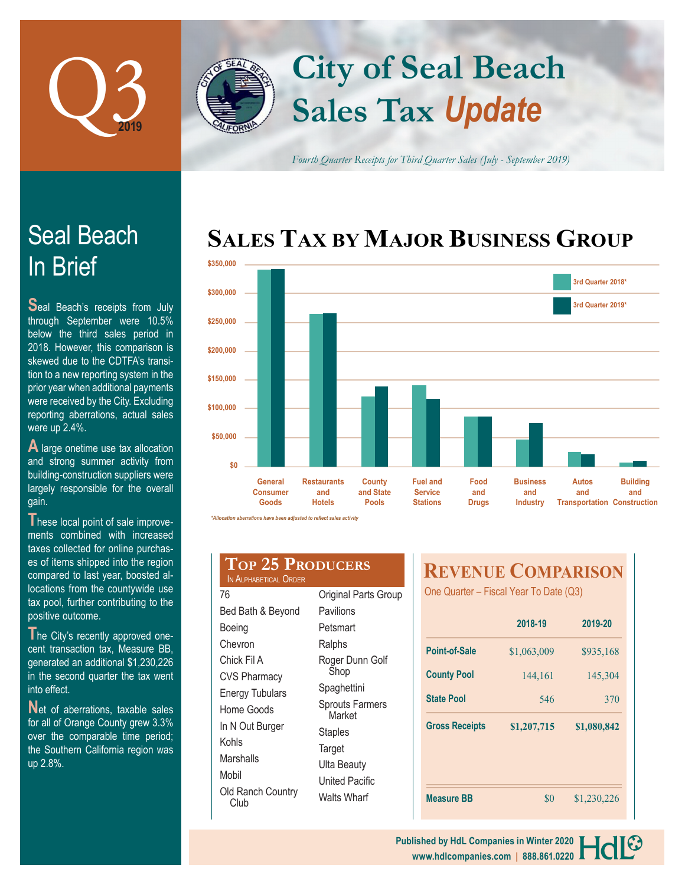# Q3 2019

# City of Seal Beach Sales Tax *Update*

*Fourth Quarter Receipts for Third Quarter Sales (July - September 2019)*

## Seal Beach In Brief

Seal Beach's receipts from July through September were 10.5% below the third sales period in 2018. However, this comparison is skewed due to the CDTFA's transition to a new reporting system in the prior year when additional payments were received by the City. Excluding reporting aberrations, actual sales were up 2.4%.

A large onetime use tax allocation and strong summer activity from building-construction suppliers were largely responsible for the overall gain.

These local point of sale improvements combined with increased taxes collected for online purchases of items shipped into the region compared to last year, boosted allocations from the countywide use tax pool, further contributing to the positive outcome.

The City's recently approved one-cent transaction tax, Measure BB, generated an additional $1,230,226 in the second quarter the tax went into effect.

Net of aberrations, taxable sales for all of Orange County grew 3.3% over the comparable time period; the Southern California region was up 2.8%.

## Sales Tax by Major Business Group

Legend: 3rd Quarter 2018*, 3rd Quarter 2019*

Y-axis: $0 – $350,000

Categories: General Consumer Goods; Restaurants and Hotels; County and State Pools; Fuel and Service Stations; Food and Drugs; Business and Industry; Autos and Transportation; Building and Construction

*Allocation aberrations have been adjusted to reflect sales activity*

## Top 25 Producers

In Alphabetical Order

- 76
- Bed Bath & Beyond
- Boeing
- Chevron
- Chick Fil A
- CVS Pharmacy
- Energy Tubulars
- Home Goods
- In N Out Burger
- Kohls
- Marshalls
- Mobil
- Old Ranch Country Club
- Original Parts Group
- Pavilions
- Petsmart
- Ralphs
- Roger Dunn Golf Shop
- Spaghettini
- Sprouts Farmers Market
- Staples
- Target
- Ulta Beauty
- United Pacific
- Walts Wharf

## Revenue Comparison

One Quarter – Fiscal Year To Date (Q3)

| | 2018-19 | 2019-20 |
|---|---|---|
| Point-of-Sale | $1,063,009 | $935,168 |
| County Pool | 144,161 | 145,304 |
| State Pool | 546 | 370 |
| **Gross Receipts** | **$1,207,715** | **$1,080,842** |
| Measure BB | $0 | $1,230,226 |

Published by HdL Companies in Winter 2020
www.hdlcompanies.com | 888.861.0220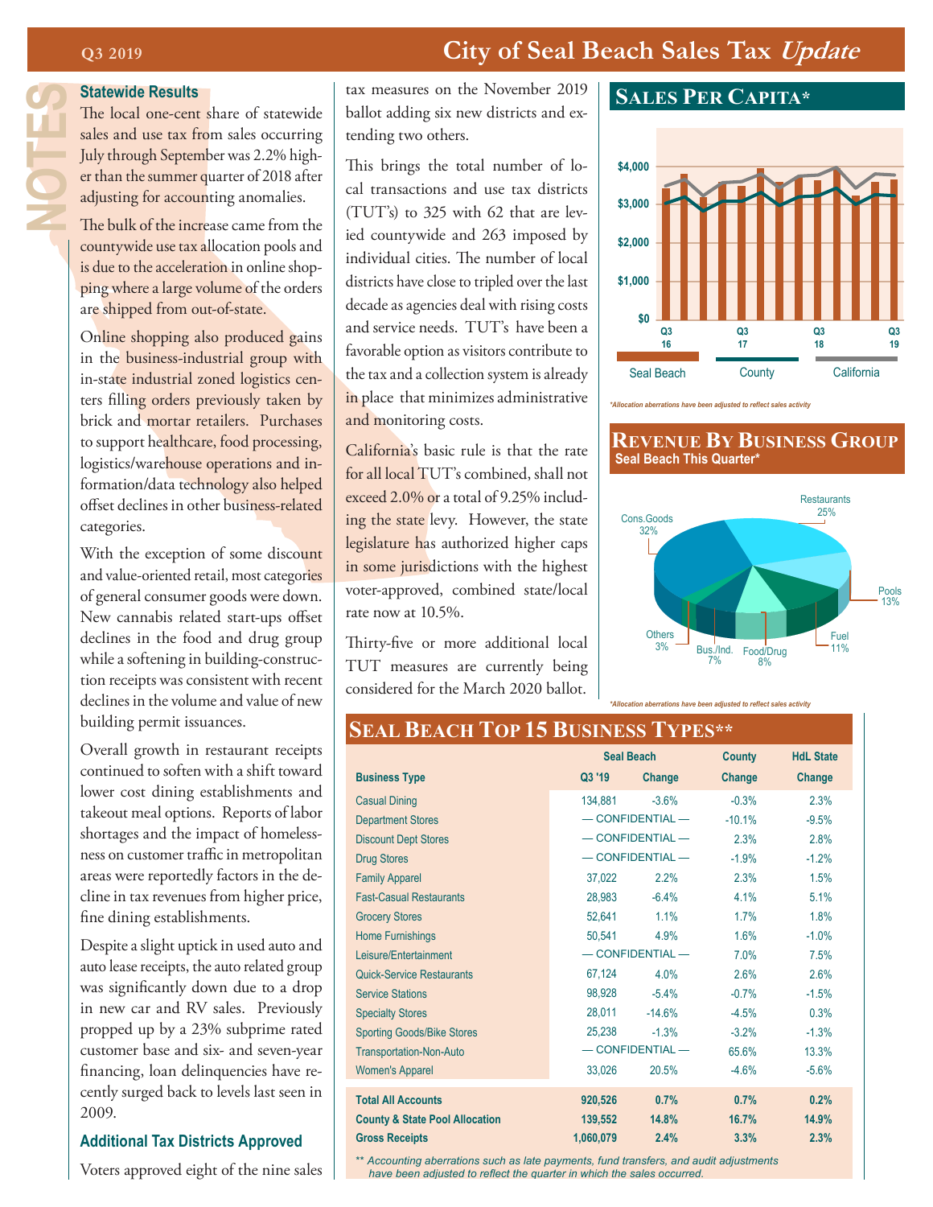# City of Seal Beach Sales Tax *Update*

Q3 2019

NOTES

## Statewide Results

The local one-cent share of statewide sales and use tax from sales occurring July through September was 2.2% higher than the summer quarter of 2018 after adjusting for accounting anomalies.

The bulk of the increase came from the countywide use tax allocation pools and is due to the acceleration in online shopping where a large volume of the orders are shipped from out-of-state.

Online shopping also produced gains in the business-industrial group with in-state industrial zoned logistics centers filling orders previously taken by brick and mortar retailers. Purchases to support healthcare, food processing, logistics/warehouse operations and information/data technology also helped offset declines in other business-related categories.

With the exception of some discount and value-oriented retail, most categories of general consumer goods were down. New cannabis related start-ups offset declines in the food and drug group while a softening in building-construction receipts was consistent with recent declines in the volume and value of new building permit issuances.

Overall growth in restaurant receipts continued to soften with a shift toward lower cost dining establishments and takeout meal options. Reports of labor shortages and the impact of homelessness on customer traffic in metropolitan areas were reportedly factors in the decline in tax revenues from higher price, fine dining establishments.

Despite a slight uptick in used auto and auto lease receipts, the auto related group was significantly down due to a drop in new car and RV sales. Previously propped up by a 23% subprime rated customer base and six- and seven-year financing, loan delinquencies have recently surged back to levels last seen in 2009.

## Additional Tax Districts Approved

Voters approved eight of the nine sales tax measures on the November 2019 ballot adding six new districts and extending two others.

This brings the total number of local transactions and use tax districts (TUT's) to 325 with 62 that are levied countywide and 263 imposed by individual cities. The number of local districts have close to tripled over the last decade as agencies deal with rising costs and service needs. TUT's have been a favorable option as visitors contribute to the tax and a collection system is already in place that minimizes administrative and monitoring costs.

California's basic rule is that the rate for all local TUT's combined, shall not exceed 2.0% or a total of 9.25% including the state levy. However, the state legislature has authorized higher caps in some jurisdictions with the highest voter-approved, combined state/local rate now at 10.5%.

Thirty-five or more additional local TUT measures are currently being considered for the March 2020 ballot.

## Sales Per Capita*

$4,000
$3,000
$2,000
$1,000
$0
Q3 16
Q3 17
Q3 18
Q3 19
Seal Beach
County
California

*Allocation aberrations have been adjusted to reflect sales activity*

## Revenue By Business Group

Seal Beach This Quarter*

Cons.Goods 32%
Restaurants 25%
Pools 13%
Fuel 11%
Food/Drug 8%
Bus./Ind. 7%
Others 3%

*Allocation aberrations have been adjusted to reflect sales activity*

## Seal Beach Top 15 Business Types**

| | Seal Beach | | County | HdL State |
|---|---|---|---|---|
| Business Type | Q3 '19 | Change | Change | Change |
| Casual Dining | 134,881 | -3.6% | -0.3% | 2.3% |
| Department Stores | — CONFIDENTIAL — | | -10.1% | -9.5% |
| Discount Dept Stores | — CONFIDENTIAL — | | 2.3% | 2.8% |
| Drug Stores | — CONFIDENTIAL — | | -1.9% | -1.2% |
| Family Apparel | 37,022 | 2.2% | 2.3% | 1.5% |
| Fast-Casual Restaurants | 28,983 | -6.4% | 4.1% | 5.1% |
| Grocery Stores | 52,641 | 1.1% | 1.7% | 1.8% |
| Home Furnishings | 50,541 | 4.9% | 1.6% | -1.0% |
| Leisure/Entertainment | — CONFIDENTIAL — | | 7.0% | 7.5% |
| Quick-Service Restaurants | 67,124 | 4.0% | 2.6% | 2.6% |
| Service Stations | 98,928 | -5.4% | -0.7% | -1.5% |
| Specialty Stores | 28,011 | -14.6% | -4.5% | 0.3% |
| Sporting Goods/Bike Stores | 25,238 | -1.3% | -3.2% | -1.3% |
| Transportation-Non-Auto | — CONFIDENTIAL — | | 65.6% | 13.3% |
| Women's Apparel | 33,026 | 20.5% | -4.6% | -5.6% |
| **Total All Accounts** | **920,526** | **0.7%** | **0.7%** | **0.2%** |
| **County & State Pool Allocation** | **139,552** | **14.8%** | **16.7%** | **14.9%** |
| **Gross Receipts** | **1,060,079** | **2.4%** | **3.3%** | **2.3%** |

*\*\* Accounting aberrations such as late payments, fund transfers, and audit adjustments have been adjusted to reflect the quarter in which the sales occurred.*